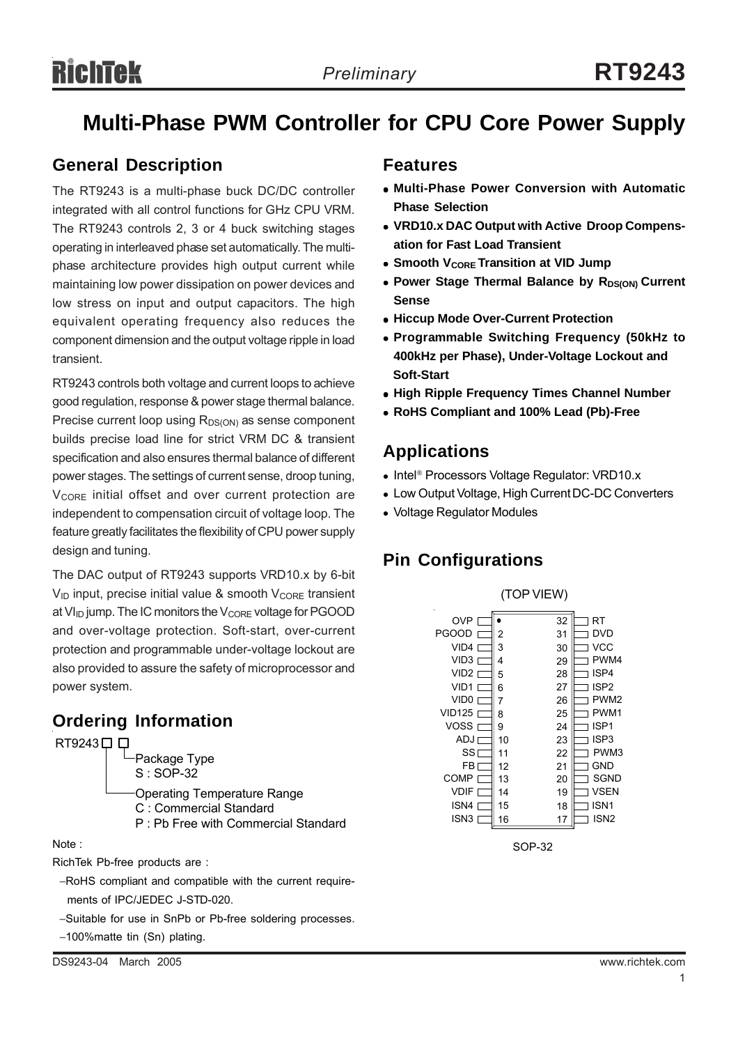# Multi-Phase PWM Controller for CPU Core Power Supply

## General Description

The RT9243 is a multi-phase buck DC/DC controller integrated with all control functions for GHz CPU VRM. The RT9243 controls 2, 3 or 4 buck switching stages operating in interleaved phase set automatically. The multi-phase architecture provides high output current while maintaining low power dissipation on power devices and low stress on input and output capacitors. The high equivalent operating frequency also reduces the component dimension and the output voltage ripple in load transient.

RT9243 controls both voltage and current loops to achieve good regulation, response & power stage thermal balance. Precise current loop using $R_{DS(ON)}$ as sense component builds precise load line for strict VRM DC & transient specification and also ensures thermal balance of different power stages. The settings of current sense, droop tuning, $V_{CORE}$ initial offset and over current protection are independent to compensation circuit of voltage loop. The feature greatly facilitates the flexibility of CPU power supply design and tuning.

The DAC output of RT9243 supports VRD10.x by 6-bit $V_{ID}$ input, precise initial value & smooth $V_{CORE}$ transient at $VI_{ID}$ jump. The IC monitors the $V_{CORE}$ voltage for PGOOD and over-voltage protection. Soft-start, over-current protection and programmable under-voltage lockout are also provided to assure the safety of microprocessor and power system.

## Ordering Information

RT9243 □ □

- Package Type
  - S : SOP-32
- Operating Temperature Range
  - C : Commercial Standard
  - P : Pb Free with Commercial Standard

Note :

RichTek Pb-free products are :

- −RoHS compliant and compatible with the current requirements of IPC/JEDEC J-STD-020.
- −Suitable for use in SnPb or Pb-free soldering processes.
- −100%matte tin (Sn) plating.

## Features

- **Multi-Phase Power Conversion with Automatic Phase Selection**
- **VRD10.x DAC Output with Active Droop Compensation for Fast Load Transient**
- **Smooth $V_{CORE}$ Transition at VID Jump**
- **Power Stage Thermal Balance by $R_{DS(ON)}$ Current Sense**
- **Hiccup Mode Over-Current Protection**
- **Programmable Switching Frequency (50kHz to 400kHz per Phase), Under-Voltage Lockout and Soft-Start**
- **High Ripple Frequency Times Channel Number**
- **RoHS Compliant and 100% Lead (Pb)-Free**

## Applications

- Intel® Processors Voltage Regulator: VRD10.x
- Low Output Voltage, High Current DC-DC Converters
- Voltage Regulator Modules

## Pin Configurations

(TOP VIEW)

| Pin | Name | Pin | Name |
|---|---|---|---|
| 1 | OVP | 32 | RT |
| 2 | PGOOD | 31 | DVD |
| 3 | VID4 | 30 | VCC |
| 4 | VID3 | 29 | PWM4 |
| 5 | VID2 | 28 | ISP4 |
| 6 | VID1 | 27 | ISP2 |
| 7 | VID0 | 26 | PWM2 |
| 8 | VID125 | 25 | PWM1 |
| 9 | VOSS | 24 | ISP1 |
| 10 | ADJ | 23 | ISP3 |
| 11 | SS | 22 | PWM3 |
| 12 | FB | 21 | GND |
| 13 | COMP | 20 | SGND |
| 14 | VDIF | 19 | VSEN |
| 15 | ISN4 | 18 | ISN1 |
| 16 | ISN3 | 17 | ISN2 |

SOP-32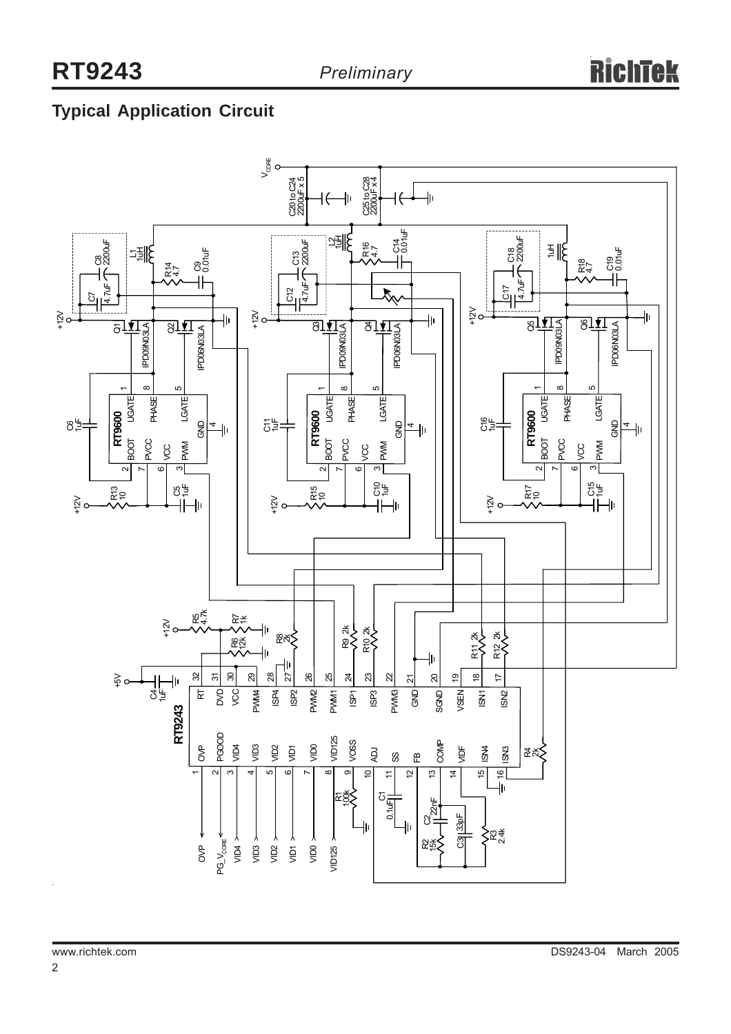## Typical Application Circuit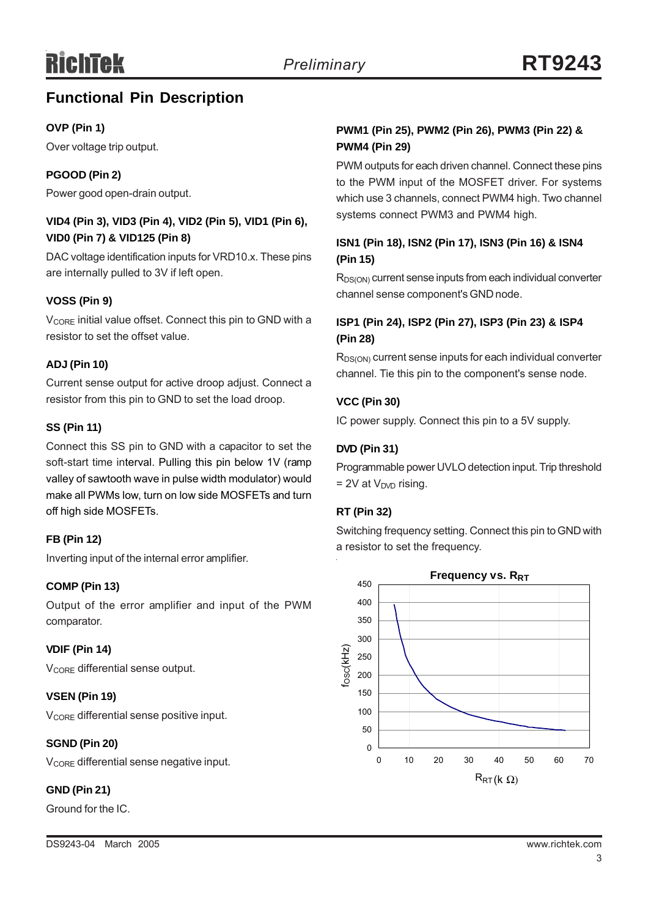## Functional Pin Description

**OVP (Pin 1)**

Over voltage trip output.

**PGOOD (Pin 2)**

Power good open-drain output.

**VID4 (Pin 3), VID3 (Pin 4), VID2 (Pin 5), VID1 (Pin 6), VID0 (Pin 7) & VID125 (Pin 8)**

DAC voltage identification inputs for VRD10.x. These pins are internally pulled to 3V if left open.

**VOSS (Pin 9)**

$V_{CORE}$ initial value offset. Connect this pin to GND with a resistor to set the offset value.

**ADJ (Pin 10)**

Current sense output for active droop adjust. Connect a resistor from this pin to GND to set the load droop.

**SS (Pin 11)**

Connect this SS pin to GND with a capacitor to set the soft-start time interval. Pulling this pin below 1V (ramp valley of sawtooth wave in pulse width modulator) would make all PWMs low, turn on low side MOSFETs and turn off high side MOSFETs.

**FB (Pin 12)**

Inverting input of the internal error amplifier.

**COMP (Pin 13)**

Output of the error amplifier and input of the PWM comparator.

**VDIF (Pin 14)**

$V_{CORE}$ differential sense output.

**VSEN (Pin 19)**

$V_{CORE}$ differential sense positive input.

**SGND (Pin 20)**

$V_{CORE}$ differential sense negative input.

**GND (Pin 21)**

Ground for the IC.

**PWM1 (Pin 25), PWM2 (Pin 26), PWM3 (Pin 22) & PWM4 (Pin 29)**

PWM outputs for each driven channel. Connect these pins to the PWM input of the MOSFET driver. For systems which use 3 channels, connect PWM4 high. Two channel systems connect PWM3 and PWM4 high.

**ISN1 (Pin 18), ISN2 (Pin 17), ISN3 (Pin 16) & ISN4 (Pin 15)**

$R_{DS(ON)}$ current sense inputs from each individual converter channel sense component's GND node.

**ISP1 (Pin 24), ISP2 (Pin 27), ISP3 (Pin 23) & ISP4 (Pin 28)**

$R_{DS(ON)}$ current sense inputs for each individual converter channel. Tie this pin to the component's sense node.

**VCC (Pin 30)**

IC power supply. Connect this pin to a 5V supply.

**DVD (Pin 31)**

Programmable power UVLO detection input. Trip threshold = 2V at $V_{DVD}$ rising.

**RT (Pin 32)**

Switching frequency setting. Connect this pin to GND with a resistor to set the frequency.

**Frequency vs. $R_{RT}$**

(Chart: fosc (kHz), 0 to 450, vs. $R_{RT}$ (k Ω), 0 to 70)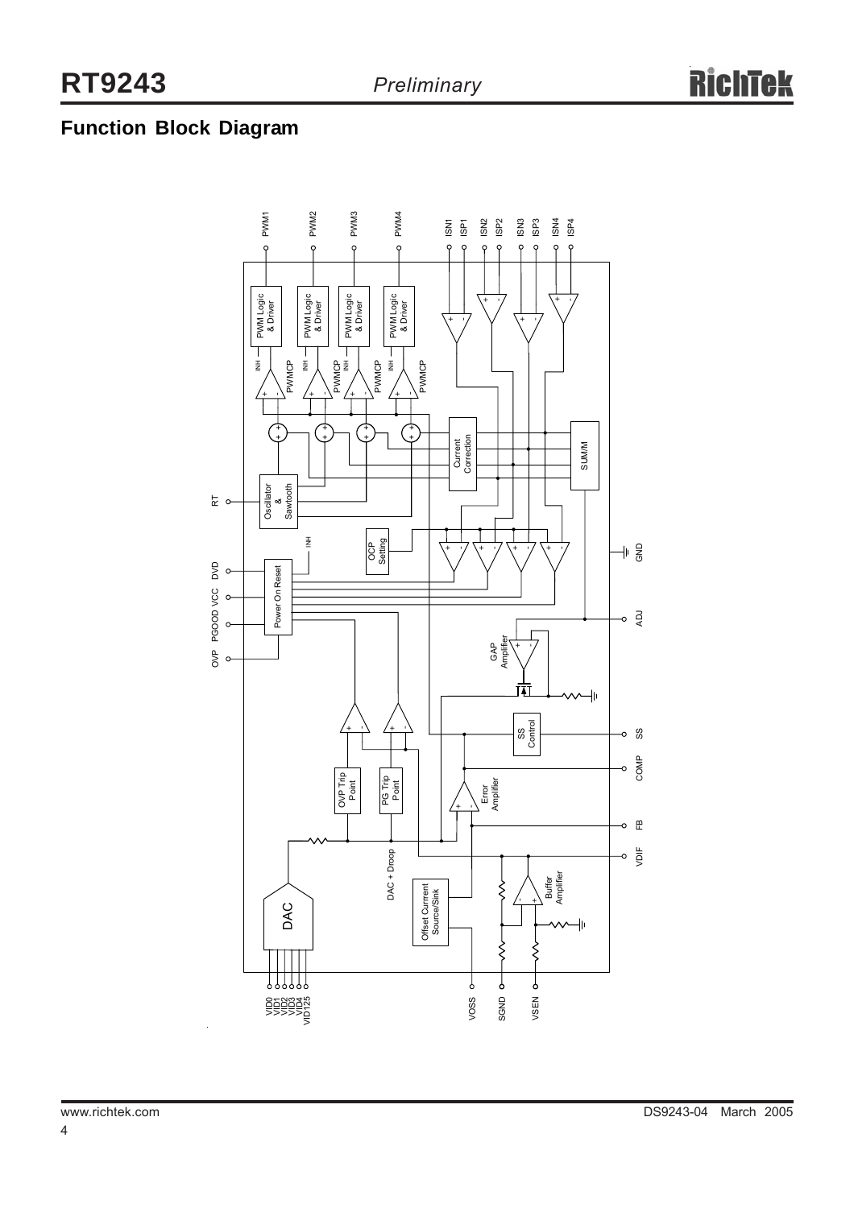## Function Block Diagram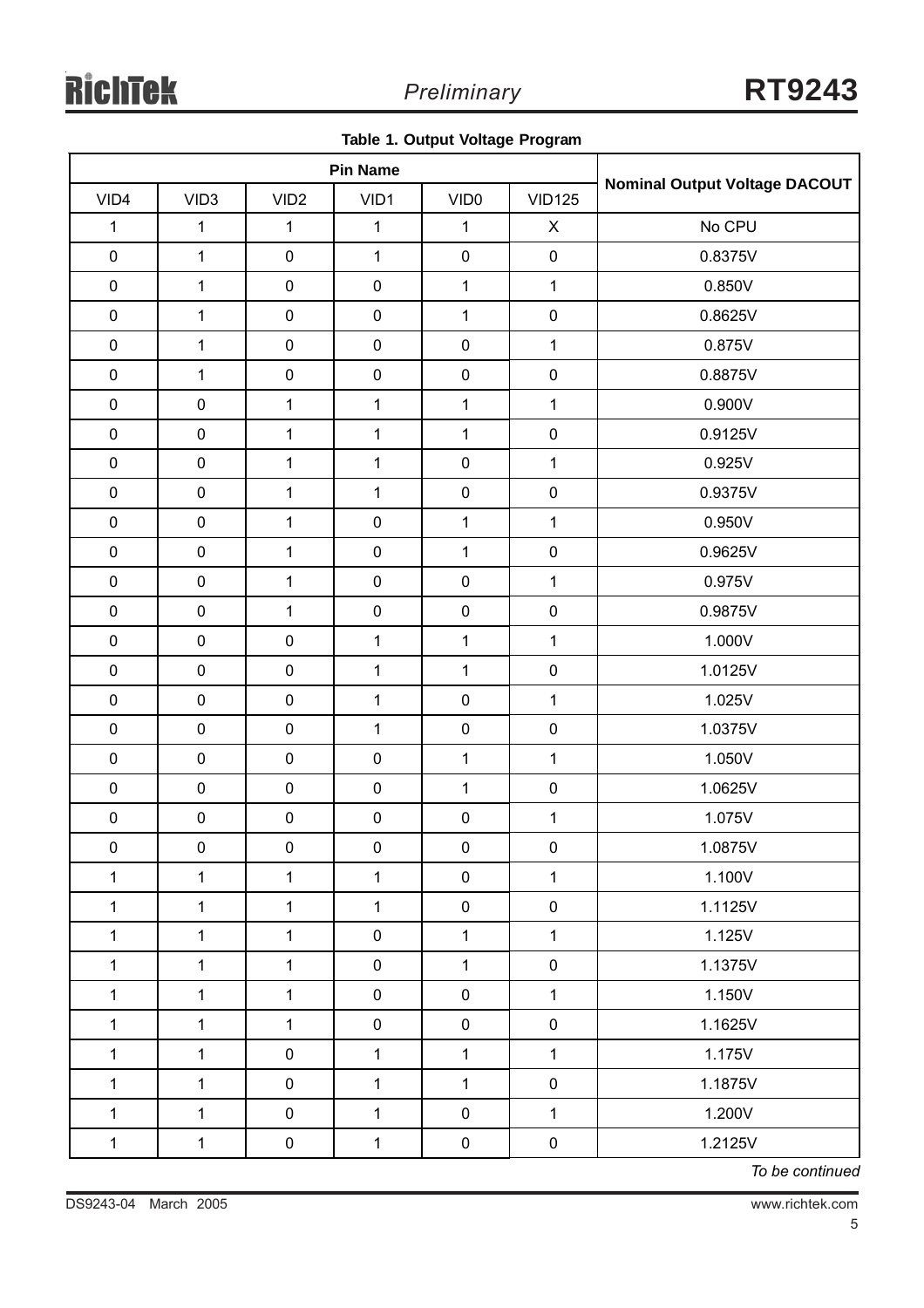**Table 1. Output Voltage Program**

| Pin Name | | | | | | Nominal Output Voltage DACOUT |
|---|---|---|---|---|---|---|
| VID4 | VID3 | VID2 | VID1 | VID0 | VID125 | |
| 1 | 1 | 1 | 1 | 1 | X | No CPU |
| 0 | 1 | 0 | 1 | 0 | 0 | 0.8375V |
| 0 | 1 | 0 | 0 | 1 | 1 | 0.850V |
| 0 | 1 | 0 | 0 | 1 | 0 | 0.8625V |
| 0 | 1 | 0 | 0 | 0 | 1 | 0.875V |
| 0 | 1 | 0 | 0 | 0 | 0 | 0.8875V |
| 0 | 0 | 1 | 1 | 1 | 1 | 0.900V |
| 0 | 0 | 1 | 1 | 1 | 0 | 0.9125V |
| 0 | 0 | 1 | 1 | 0 | 1 | 0.925V |
| 0 | 0 | 1 | 1 | 0 | 0 | 0.9375V |
| 0 | 0 | 1 | 0 | 1 | 1 | 0.950V |
| 0 | 0 | 1 | 0 | 1 | 0 | 0.9625V |
| 0 | 0 | 1 | 0 | 0 | 1 | 0.975V |
| 0 | 0 | 1 | 0 | 0 | 0 | 0.9875V |
| 0 | 0 | 0 | 1 | 1 | 1 | 1.000V |
| 0 | 0 | 0 | 1 | 1 | 0 | 1.0125V |
| 0 | 0 | 0 | 1 | 0 | 1 | 1.025V |
| 0 | 0 | 0 | 1 | 0 | 0 | 1.0375V |
| 0 | 0 | 0 | 0 | 1 | 1 | 1.050V |
| 0 | 0 | 0 | 0 | 1 | 0 | 1.0625V |
| 0 | 0 | 0 | 0 | 0 | 1 | 1.075V |
| 0 | 0 | 0 | 0 | 0 | 0 | 1.0875V |
| 1 | 1 | 1 | 1 | 0 | 1 | 1.100V |
| 1 | 1 | 1 | 1 | 0 | 0 | 1.1125V |
| 1 | 1 | 1 | 0 | 1 | 1 | 1.125V |
| 1 | 1 | 1 | 0 | 1 | 0 | 1.1375V |
| 1 | 1 | 1 | 0 | 0 | 1 | 1.150V |
| 1 | 1 | 1 | 0 | 0 | 0 | 1.1625V |
| 1 | 1 | 0 | 1 | 1 | 1 | 1.175V |
| 1 | 1 | 0 | 1 | 1 | 0 | 1.1875V |
| 1 | 1 | 0 | 1 | 0 | 1 | 1.200V |
| 1 | 1 | 0 | 1 | 0 | 0 | 1.2125V |

*To be continued*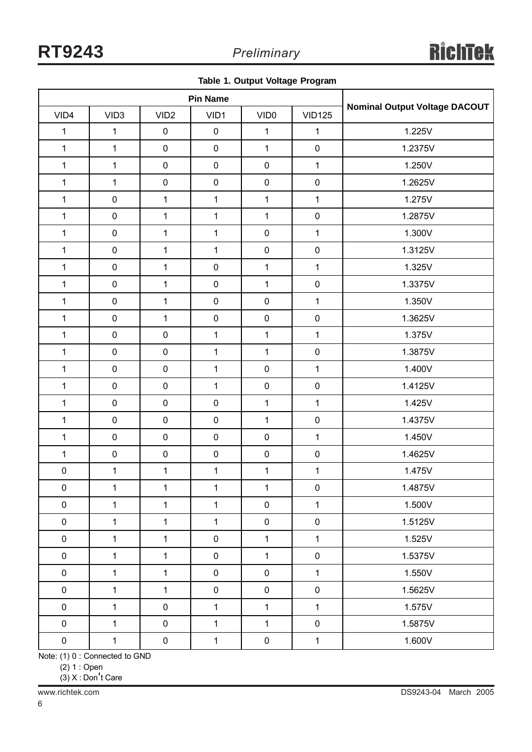**Table 1. Output Voltage Program**

| Pin Name | | | | | | Nominal Output Voltage DACOUT |
|---|---|---|---|---|---|---|
| VID4 | VID3 | VID2 | VID1 | VID0 | VID125 | |
| 1 | 1 | 0 | 0 | 1 | 1 | 1.225V |
| 1 | 1 | 0 | 0 | 1 | 0 | 1.2375V |
| 1 | 1 | 0 | 0 | 0 | 1 | 1.250V |
| 1 | 1 | 0 | 0 | 0 | 0 | 1.2625V |
| 1 | 0 | 1 | 1 | 1 | 1 | 1.275V |
| 1 | 0 | 1 | 1 | 1 | 0 | 1.2875V |
| 1 | 0 | 1 | 1 | 0 | 1 | 1.300V |
| 1 | 0 | 1 | 1 | 0 | 0 | 1.3125V |
| 1 | 0 | 1 | 0 | 1 | 1 | 1.325V |
| 1 | 0 | 1 | 0 | 1 | 0 | 1.3375V |
| 1 | 0 | 1 | 0 | 0 | 1 | 1.350V |
| 1 | 0 | 1 | 0 | 0 | 0 | 1.3625V |
| 1 | 0 | 0 | 1 | 1 | 1 | 1.375V |
| 1 | 0 | 0 | 1 | 1 | 0 | 1.3875V |
| 1 | 0 | 0 | 1 | 0 | 1 | 1.400V |
| 1 | 0 | 0 | 1 | 0 | 0 | 1.4125V |
| 1 | 0 | 0 | 0 | 1 | 1 | 1.425V |
| 1 | 0 | 0 | 0 | 1 | 0 | 1.4375V |
| 1 | 0 | 0 | 0 | 0 | 1 | 1.450V |
| 1 | 0 | 0 | 0 | 0 | 0 | 1.4625V |
| 0 | 1 | 1 | 1 | 1 | 1 | 1.475V |
| 0 | 1 | 1 | 1 | 1 | 0 | 1.4875V |
| 0 | 1 | 1 | 1 | 0 | 1 | 1.500V |
| 0 | 1 | 1 | 1 | 0 | 0 | 1.5125V |
| 0 | 1 | 1 | 0 | 1 | 1 | 1.525V |
| 0 | 1 | 1 | 0 | 1 | 0 | 1.5375V |
| 0 | 1 | 1 | 0 | 0 | 1 | 1.550V |
| 0 | 1 | 1 | 0 | 0 | 0 | 1.5625V |
| 0 | 1 | 0 | 1 | 1 | 1 | 1.575V |
| 0 | 1 | 0 | 1 | 1 | 0 | 1.5875V |
| 0 | 1 | 0 | 1 | 0 | 1 | 1.600V |

Note: (1) 0 : Connected to GND

(2) 1 : Open

(3) X : Don't Care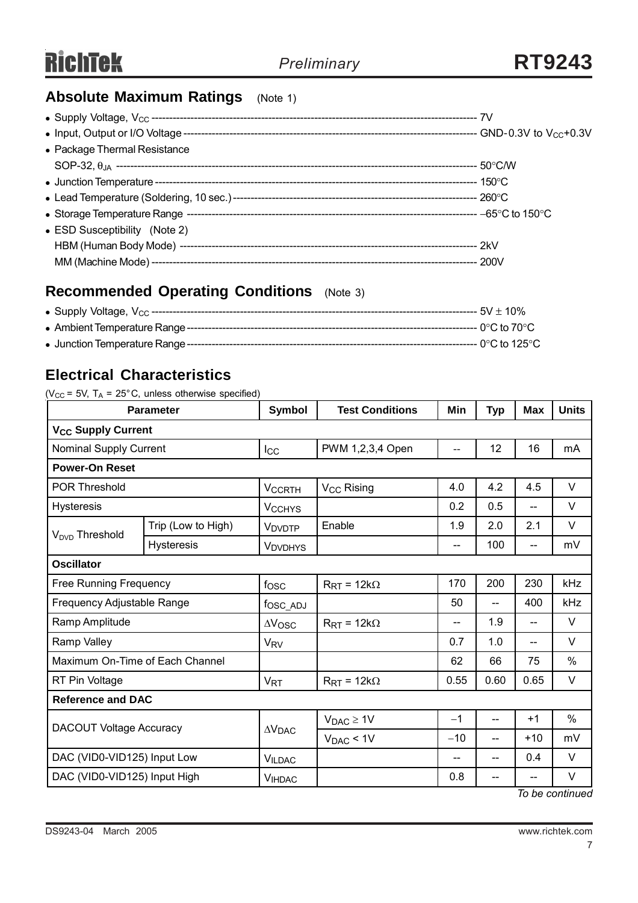## Absolute Maximum Ratings (Note 1)

- Supply Voltage, $V_{CC}$ ------------------------------------------------ 7V
- Input, Output or I/O Voltage ------------------------------------------------ GND-0.3V to $V_{CC}$+0.3V
- Package Thermal Resistance
  SOP-32, $\theta_{JA}$ ------------------------------------------------ 50°C/W
- Junction Temperature ------------------------------------------------ 150°C
- Lead Temperature (Soldering, 10 sec.) ------------------------------------------------ 260°C
- Storage Temperature Range ------------------------------------------------ −65°C to 150°C
- ESD Susceptibility (Note 2)
  HBM (Human Body Mode) ------------------------------------------------ 2kV
  MM (Machine Mode) ------------------------------------------------ 200V

## Recommended Operating Conditions (Note 3)

- Supply Voltage, $V_{CC}$ ------------------------------------------------ 5V ± 10%
- Ambient Temperature Range ------------------------------------------------ 0°C to 70°C
- Junction Temperature Range ------------------------------------------------ 0°C to 125°C

## Electrical Characteristics

($V_{CC}$ = 5V, $T_A$ = 25°C, unless otherwise specified)

| Parameter | | Symbol | Test Conditions | Min | Typ | Max | Units |
|---|---|---|---|---|---|---|---|
| **$V_{CC}$ Supply Current** | | | | | | | |
| Nominal Supply Current | | $I_{CC}$ | PWM 1,2,3,4 Open | -- | 12 | 16 | mA |
| **Power-On Reset** | | | | | | | |
| POR Threshold | | $V_{CCRTH}$ | $V_{CC}$ Rising | 4.0 | 4.2 | 4.5 | V |
| Hysteresis | | $V_{CCHYS}$ | | 0.2 | 0.5 | -- | V |
| $V_{DVD}$ Threshold | Trip (Low to High) | $V_{DVDTP}$ | Enable | 1.9 | 2.0 | 2.1 | V |
| | Hysteresis | $V_{DVDHYS}$ | | -- | 100 | -- | mV |
| **Oscillator** | | | | | | | |
| Free Running Frequency | | $f_{OSC}$ | $R_{RT}$ = 12kΩ | 170 | 200 | 230 | kHz |
| Frequency Adjustable Range | | $f_{OSC\_ADJ}$ | | 50 | -- | 400 | kHz |
| Ramp Amplitude | | $\Delta V_{OSC}$ | $R_{RT}$ = 12kΩ | -- | 1.9 | -- | V |
| Ramp Valley | | $V_{RV}$ | | 0.7 | 1.0 | -- | V |
| Maximum On-Time of Each Channel | | | | 62 | 66 | 75 | % |
| RT Pin Voltage | | $V_{RT}$ | $R_{RT}$ = 12kΩ | 0.55 | 0.60 | 0.65 | V |
| **Reference and DAC** | | | | | | | |
| DACOUT Voltage Accuracy | | $\Delta V_{DAC}$ | $V_{DAC} \geq 1V$ | −1 | -- | +1 | % |
| | | | $V_{DAC}$ < 1V | −10 | -- | +10 | mV |
| DAC (VID0-VID125) Input Low | | $V_{ILDAC}$ | | -- | -- | 0.4 | V |
| DAC (VID0-VID125) Input High | | $V_{IHDAC}$ | | 0.8 | -- | -- | V |

*To be continued*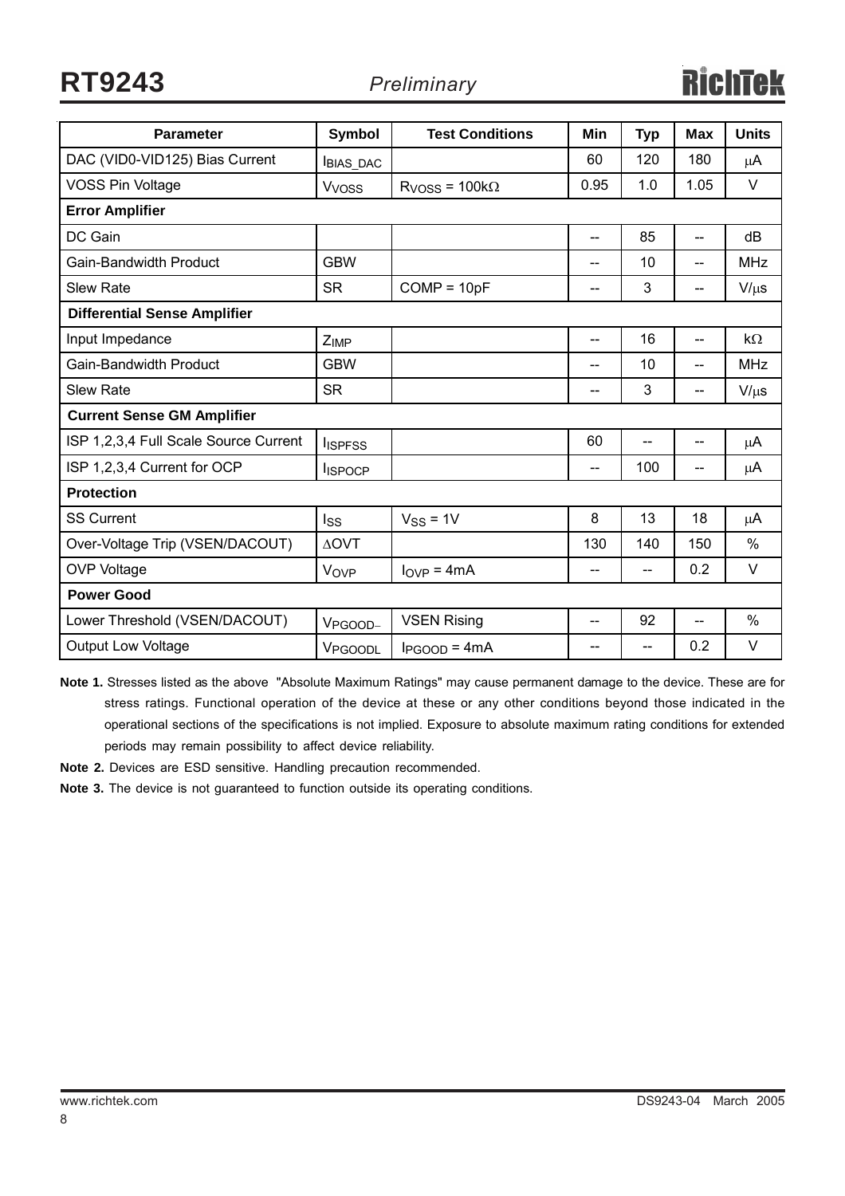| Parameter | Symbol | Test Conditions | Min | Typ | Max | Units |
|---|---|---|---|---|---|---|
| DAC (VID0-VID125) Bias Current | $I_{BIAS\_DAC}$ | | 60 | 120 | 180 | μA |
| VOSS Pin Voltage | $V_{VOSS}$ | $R_{VOSS}$ = 100kΩ | 0.95 | 1.0 | 1.05 | V |
| **Error Amplifier** | | | | | | |
| DC Gain | | | -- | 85 | -- | dB |
| Gain-Bandwidth Product | GBW | | -- | 10 | -- | MHz |
| Slew Rate | SR | COMP = 10pF | -- | 3 | -- | V/μs |
| **Differential Sense Amplifier** | | | | | | |
| Input Impedance | $Z_{IMP}$ | | -- | 16 | -- | kΩ |
| Gain-Bandwidth Product | GBW | | -- | 10 | -- | MHz |
| Slew Rate | SR | | -- | 3 | -- | V/μs |
| **Current Sense GM Amplifier** | | | | | | |
| ISP 1,2,3,4 Full Scale Source Current | $I_{ISPFSS}$ | | 60 | -- | -- | μA |
| ISP 1,2,3,4 Current for OCP | $I_{ISPOCP}$ | | -- | 100 | -- | μA |
| **Protection** | | | | | | |
| SS Current | $I_{SS}$ | $V_{SS}$ = 1V | 8 | 13 | 18 | μA |
| Over-Voltage Trip (VSEN/DACOUT) | ΔOVT | | 130 | 140 | 150 | % |
| OVP Voltage | $V_{OVP}$ | $I_{OVP}$ = 4mA | -- | -- | 0.2 | V |
| **Power Good** | | | | | | |
| Lower Threshold (VSEN/DACOUT) | $V_{PGOOD-}$ | VSEN Rising | -- | 92 | -- | % |
| Output Low Voltage | $V_{PGOODL}$ | $I_{PGOOD}$ = 4mA | -- | -- | 0.2 | V |

**Note 1.** Stresses listed as the above "Absolute Maximum Ratings" may cause permanent damage to the device. These are for stress ratings. Functional operation of the device at these or any other conditions beyond those indicated in the operational sections of the specifications is not implied. Exposure to absolute maximum rating conditions for extended periods may remain possibility to affect device reliability.

**Note 2.** Devices are ESD sensitive. Handling precaution recommended.

**Note 3.** The device is not guaranteed to function outside its operating conditions.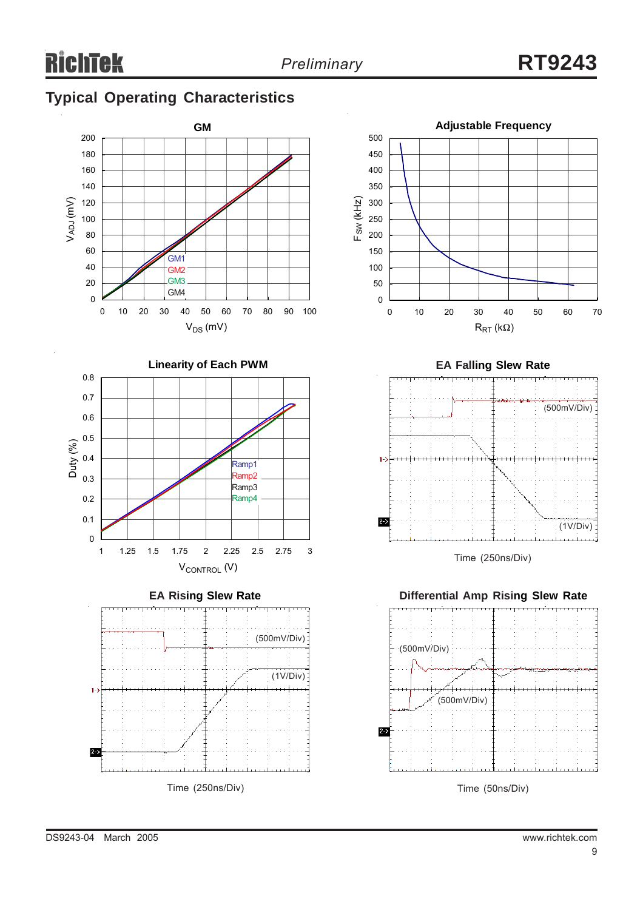## Typical Operating Characteristics

**GM**

$V_{ADJ}$ (mV) vs $V_{DS}$ (mV)

GM1
GM2
GM3
GM4

**Adjustable Frequency**

$F_{SW}$ (kHz) vs $R_{RT}$ (kΩ)

**Linearity of Each PWM**

Duty (%) vs $V_{CONTROL}$ (V)

Ramp1
Ramp2
Ramp3
Ramp4

**EA Falling Slew Rate**

(500mV/Div)

(1V/Div)

Time (250ns/Div)

**EA Rising Slew Rate**

(500mV/Div)

(1V/Div)

Time (250ns/Div)

**Differential Amp Rising Slew Rate**

(500mV/Div)

(500mV/Div)

Time (50ns/Div)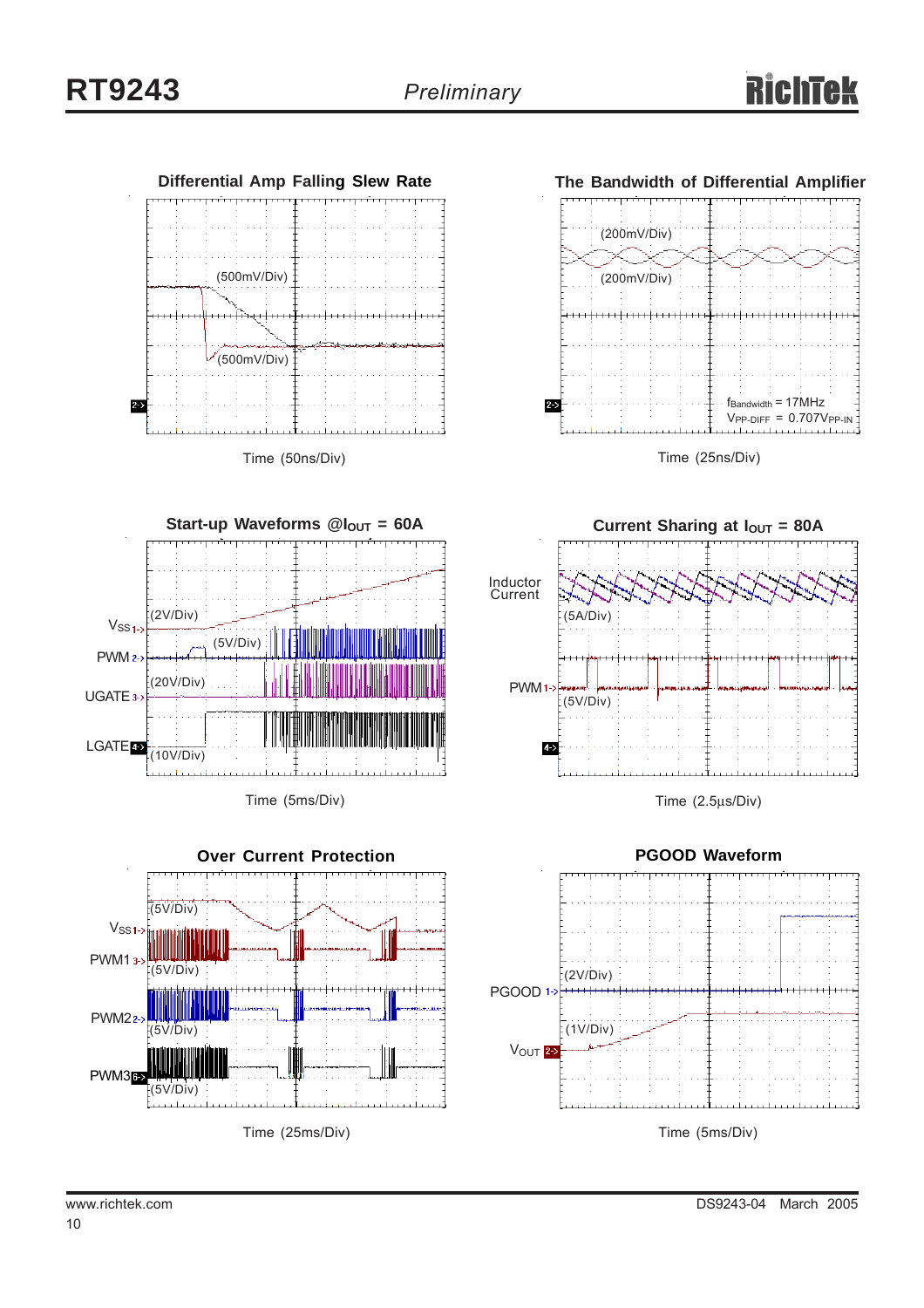**Differential Amp Falling Slew Rate**

(500mV/Div)

(500mV/Div)

Time (50ns/Div)

**The Bandwidth of Differential Amplifier**

(200mV/Div)

(200mV/Div)

$f_{Bandwidth}$ = 17MHz
$V_{PP-DIFF}$ = 0.707$V_{PP-IN}$

Time (25ns/Div)

**Start-up Waveforms @$I_{OUT}$ = 60A**

$V_{SS}$ (2V/Div)

PWM (5V/Div)

UGATE (20V/Div)

LGATE (10V/Div)

Time (5ms/Div)

**Current Sharing at $I_{OUT}$ = 80A**

Inductor Current (5A/Div)

PWM (5V/Div)

Time (2.5μs/Div)

**Over Current Protection**

$V_{SS}$ (5V/Div)

PWM1 (5V/Div)

PWM2 (5V/Div)

PWM3 (5V/Div)

Time (25ms/Div)

**PGOOD Waveform**

PGOOD (2V/Div)

$V_{OUT}$ (1V/Div)

Time (5ms/Div)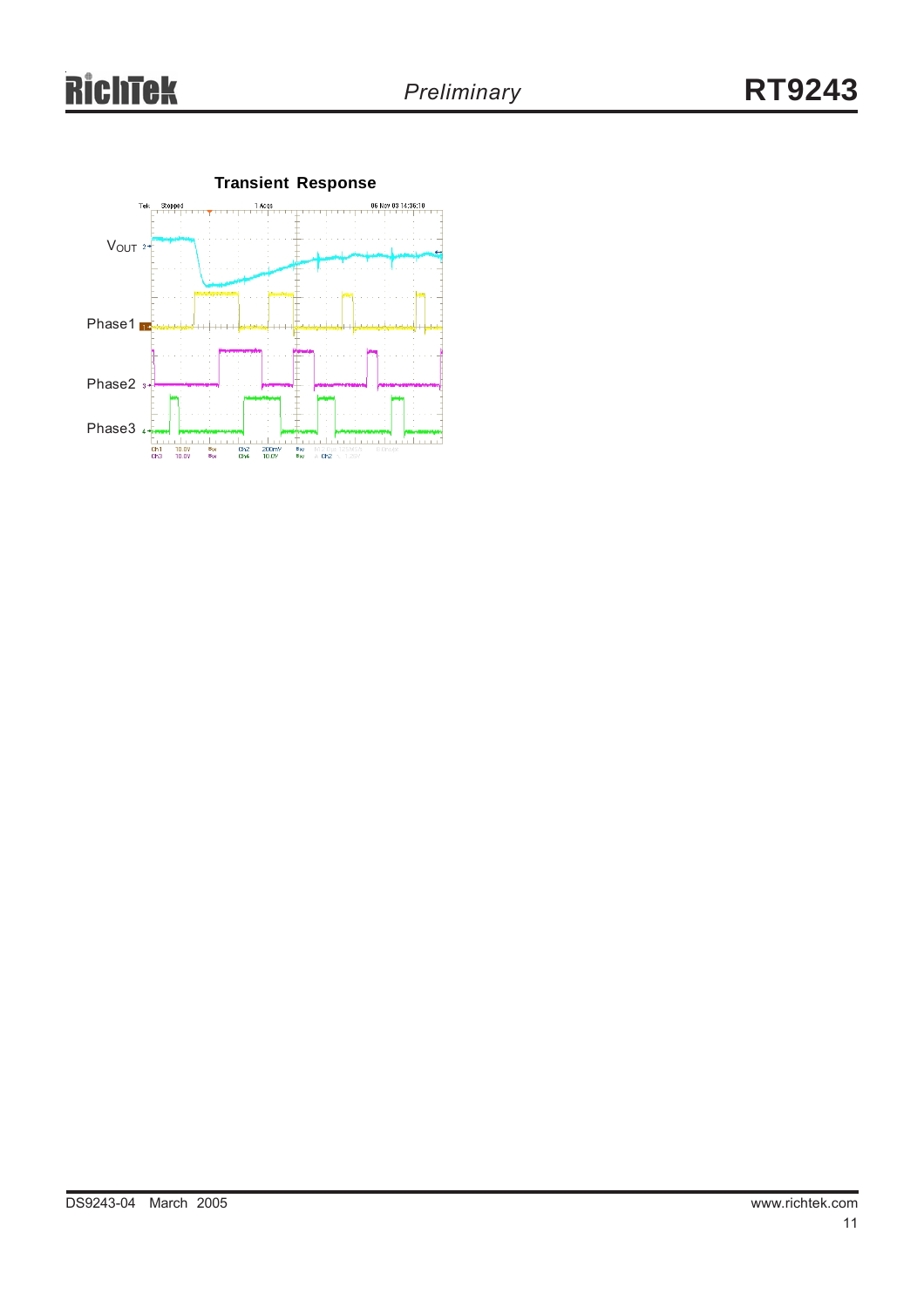**Transient Response**

$V_{OUT}$

Phase1

Phase2

Phase3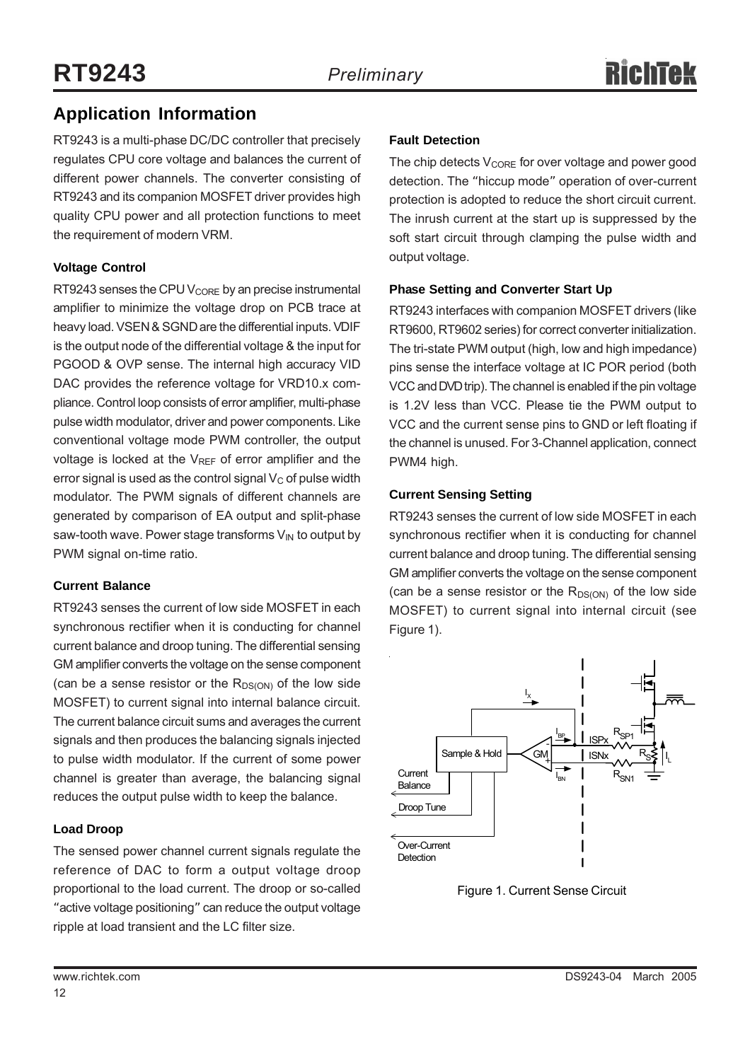## Application Information

RT9243 is a multi-phase DC/DC controller that precisely regulates CPU core voltage and balances the current of different power channels. The converter consisting of RT9243 and its companion MOSFET driver provides high quality CPU power and all protection functions to meet the requirement of modern VRM.

### Voltage Control

RT9243 senses the CPU $V_{CORE}$ by an precise instrumental amplifier to minimize the voltage drop on PCB trace at heavy load. VSEN & SGND are the differential inputs. VDIF is the output node of the differential voltage & the input for PGOOD & OVP sense. The internal high accuracy VID DAC provides the reference voltage for VRD10.x compliance. Control loop consists of error amplifier, multi-phase pulse width modulator, driver and power components. Like conventional voltage mode PWM controller, the output voltage is locked at the $V_{REF}$ of error amplifier and the error signal is used as the control signal $V_C$ of pulse width modulator. The PWM signals of different channels are generated by comparison of EA output and split-phase saw-tooth wave. Power stage transforms $V_{IN}$ to output by PWM signal on-time ratio.

### Current Balance

RT9243 senses the current of low side MOSFET in each synchronous rectifier when it is conducting for channel current balance and droop tuning. The differential sensing GM amplifier converts the voltage on the sense component (can be a sense resistor or the $R_{DS(ON)}$ of the low side MOSFET) to current signal into internal balance circuit. The current balance circuit sums and averages the current signals and then produces the balancing signals injected to pulse width modulator. If the current of some power channel is greater than average, the balancing signal reduces the output pulse width to keep the balance.

### Load Droop

The sensed power channel current signals regulate the reference of DAC to form a output voltage droop proportional to the load current. The droop or so-called "active voltage positioning" can reduce the output voltage ripple at load transient and the LC filter size.

### Fault Detection

The chip detects $V_{CORE}$ for over voltage and power good detection. The "hiccup mode" operation of over-current protection is adopted to reduce the short circuit current. The inrush current at the start up is suppressed by the soft start circuit through clamping the pulse width and output voltage.

### Phase Setting and Converter Start Up

RT9243 interfaces with companion MOSFET drivers (like RT9600, RT9602 series) for correct converter initialization. The tri-state PWM output (high, low and high impedance) pins sense the interface voltage at IC POR period (both VCC and DVD trip). The channel is enabled if the pin voltage is 1.2V less than VCC. Please tie the PWM output to VCC and the current sense pins to GND or left floating if the channel is unused. For 3-Channel application, connect PWM4 high.

### Current Sensing Setting

RT9243 senses the current of low side MOSFET in each synchronous rectifier when it is conducting for channel current balance and droop tuning. The differential sensing GM amplifier converts the voltage on the sense component (can be a sense resistor or the $R_{DS(ON)}$ of the low side MOSFET) to current signal into internal circuit (see Figure 1).

Figure 1. Current Sense Circuit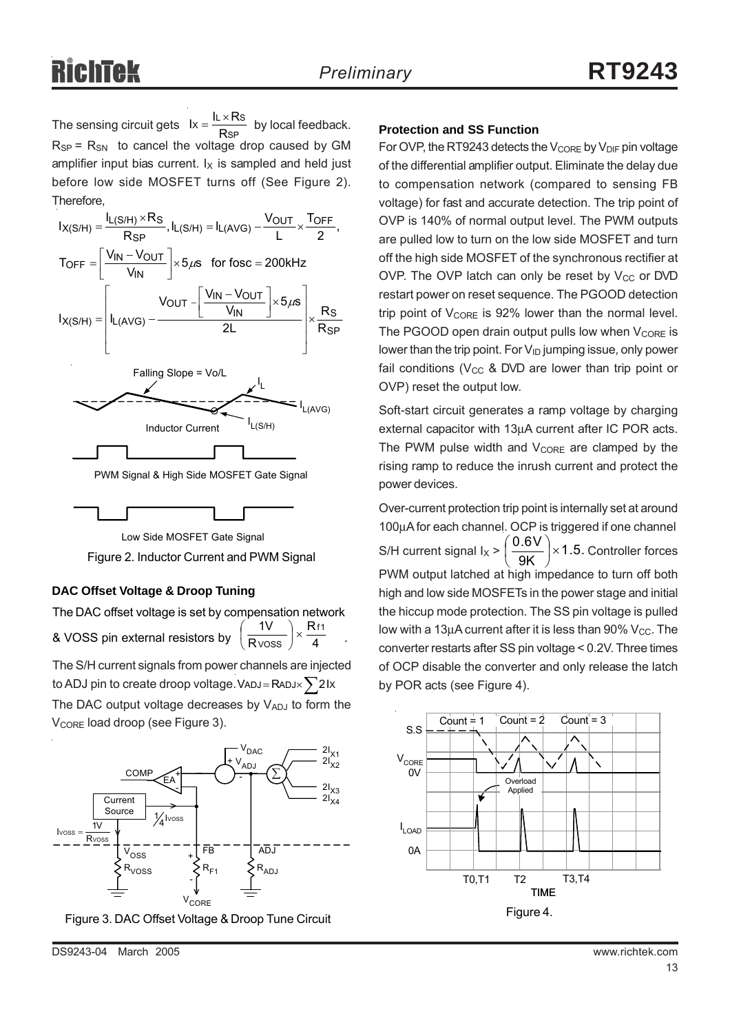The sensing circuit gets $I_X = \frac{I_L \times R_S}{R_{SP}}$ by local feedback. $R_{SP} = R_{SN}$ to cancel the voltage drop caused by GM amplifier input bias current. $I_X$ is sampled and held just before low side MOSFET turns off (See Figure 2). Therefore,

$$I_{X(S/H)} = \frac{I_{L(S/H)} \times R_S}{R_{SP}},\ I_{L(S/H)} = I_{L(AVG)} - \frac{V_{OUT}}{L} \times \frac{T_{OFF}}{2},$$

$$T_{OFF} = \left[\frac{V_{IN} - V_{OUT}}{V_{IN}}\right] \times 5\mu s \quad \text{for fosc} = 200\text{kHz}$$

$$I_{X(S/H)} = \left[ I_{L(AVG)} - \frac{V_{OUT} - \left[\frac{V_{IN} - V_{OUT}}{V_{IN}}\right] \times 5\mu s}{2L} \right] \times \frac{R_S}{R_{SP}}$$

Figure 2. Inductor Current and PWM Signal

### DAC Offset Voltage & Droop Tuning

The DAC offset voltage is set by compensation network & VOSS pin external resistors by $\left(\frac{1V}{R_{VOSS}}\right) \times \frac{R_{f1}}{4}$.

The S/H current signals from power channels are injected to ADJ pin to create droop voltage. $V_{ADJ} = R_{ADJ} \times \sum 2I_X$

The DAC output voltage decreases by $V_{ADJ}$ to form the $V_{CORE}$ load droop (see Figure 3).

Figure 3. DAC Offset Voltage & Droop Tune Circuit

### Protection and SS Function

For OVP, the RT9243 detects the $V_{CORE}$ by $V_{DIF}$ pin voltage of the differential amplifier output. Eliminate the delay due to compensation network (compared to sensing FB voltage) for fast and accurate detection. The trip point of OVP is 140% of normal output level. The PWM outputs are pulled low to turn on the low side MOSFET and turn off the high side MOSFET of the synchronous rectifier at OVP. The OVP latch can only be reset by $V_{CC}$ or DVD restart power on reset sequence. The PGOOD detection trip point of $V_{CORE}$ is 92% lower than the normal level. The PGOOD open drain output pulls low when $V_{CORE}$ is lower than the trip point. For $V_{ID}$ jumping issue, only power fail conditions ($V_{CC}$ & DVD are lower than trip point or OVP) reset the output low.

Soft-start circuit generates a ramp voltage by charging external capacitor with 13μA current after IC POR acts. The PWM pulse width and $V_{CORE}$ are clamped by the rising ramp to reduce the inrush current and protect the power devices.

Over-current protection trip point is internally set at around 100μA for each channel. OCP is triggered if one channel S/H current signal $I_X > \left(\frac{0.6V}{9K}\right) \times 1.5$. Controller forces PWM output latched at high impedance to turn off both high and low side MOSFETs in the power stage and initial the hiccup mode protection. The SS pin voltage is pulled low with a 13μA current after it is less than 90% $V_{CC}$. The converter restarts after SS pin voltage < 0.2V. Three times of OCP disable the converter and only release the latch by POR acts (see Figure 4).

Figure 4.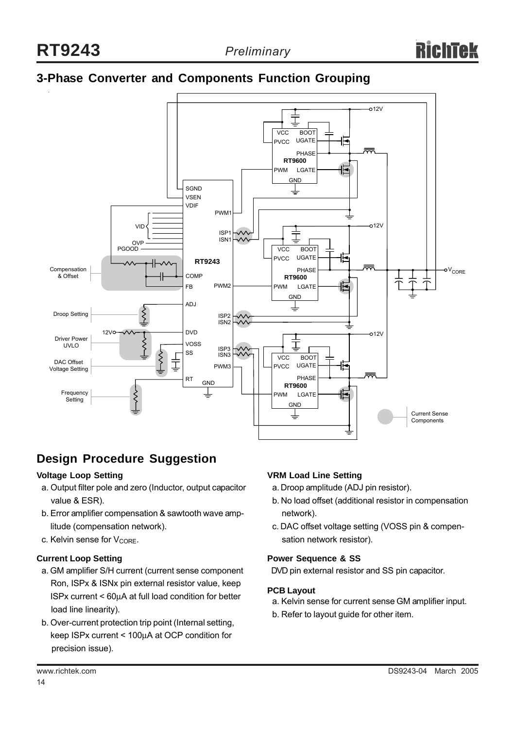## 3-Phase Converter and Components Function Grouping

## Design Procedure Suggestion

### Voltage Loop Setting

a. Output filter pole and zero (Inductor, output capacitor value & ESR).

b. Error amplifier compensation & sawtooth wave amplitude (compensation network).

c. Kelvin sense for $V_{CORE}$.

### Current Loop Setting

a. GM amplifier S/H current (current sense component Ron, ISPx & ISNx pin external resistor value, keep ISPx current < 60μA at full load condition for better load line linearity).

b. Over-current protection trip point (Internal setting, keep ISPx current < 100μA at OCP condition for precision issue).

### VRM Load Line Setting

a. Droop amplitude (ADJ pin resistor).

b. No load offset (additional resistor in compensation network).

c. DAC offset voltage setting (VOSS pin & compensation network resistor).

### Power Sequence & SS

DVD pin external resistor and SS pin capacitor.

### PCB Layout

a. Kelvin sense for current sense GM amplifier input.

b. Refer to layout guide for other item.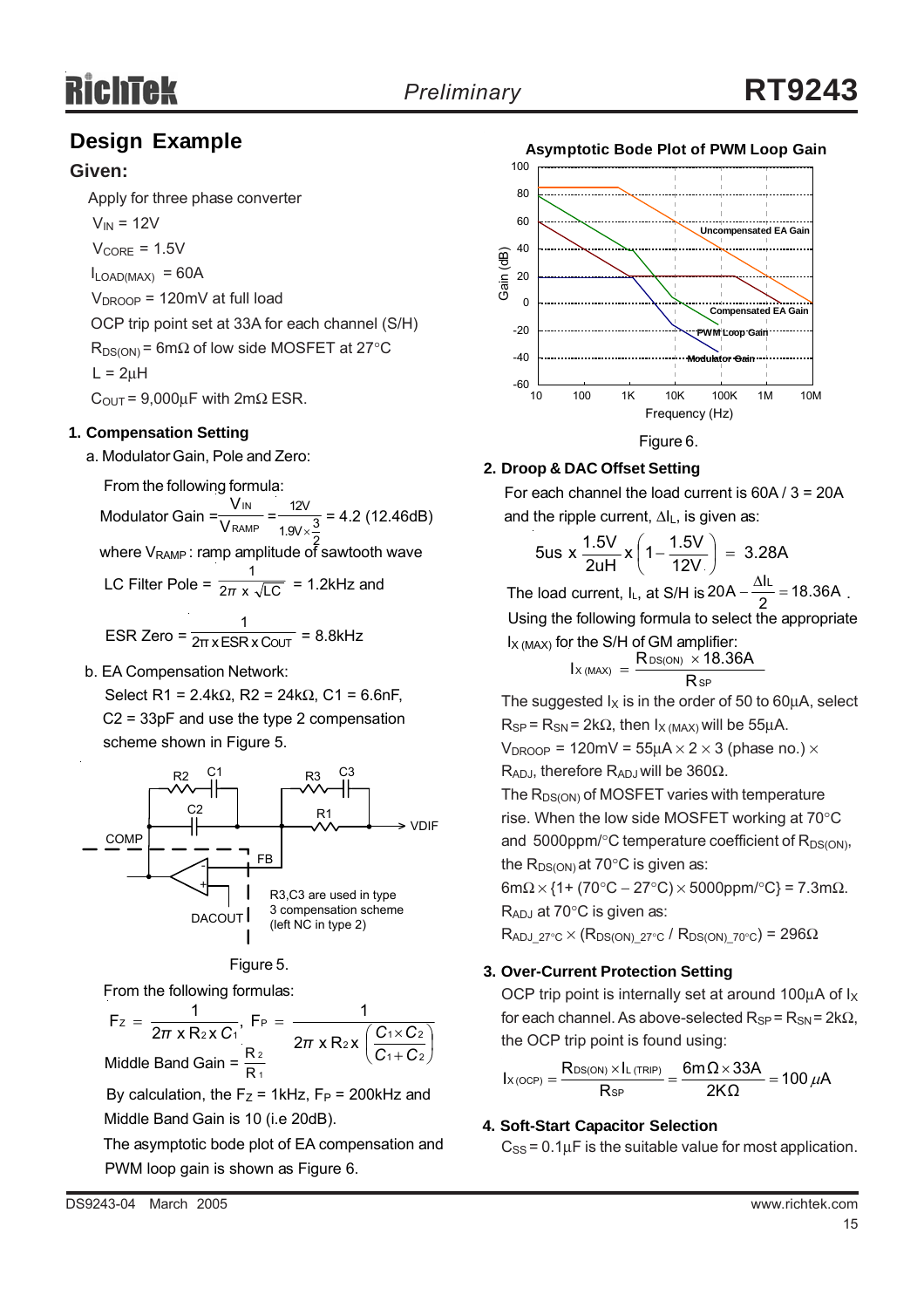## Design Example

### Given:

Apply for three phase converter

$V_{IN}$ = 12V

$V_{CORE}$ = 1.5V

$I_{LOAD(MAX)}$ = 60A

$V_{DROOP}$ = 120mV at full load

OCP trip point set at 33A for each channel (S/H)

$R_{DS(ON)}$ = 6mΩ of low side MOSFET at 27°C

L = 2μH

$C_{OUT}$ = 9,000μF with 2mΩ ESR.

#### 1. Compensation Setting

a. Modulator Gain, Pole and Zero:

From the following formula:

$$\text{Modulator Gain} = \frac{V_{IN}}{V_{RAMP}} = \frac{12V}{1.9V \times \frac{3}{2}} = 4.2 \text{ (12.46dB)}$$

where $V_{RAMP}$ : ramp amplitude of sawtooth wave

$$\text{LC Filter Pole} = \frac{1}{2\pi \times \sqrt{LC}} = 1.2\text{kHz and}$$

$$\text{ESR Zero} = \frac{1}{2\pi \times ESR \times C_{OUT}} = 8.8\text{kHz}$$

b. EA Compensation Network:

Select R1 = 2.4kΩ, R2 = 24kΩ, C1 = 6.6nF, C2 = 33pF and use the type 2 compensation scheme shown in Figure 5.

R3,C3 are used in type 3 compensation scheme (left NC in type 2)

Figure 5.

From the following formulas:

$$F_Z = \frac{1}{2\pi \times R_2 \times C_1},\quad F_P = \frac{1}{2\pi \times R_2 \times \left(\frac{C_1 \times C_2}{C_1 + C_2}\right)}$$

$$\text{Middle Band Gain} = \frac{R_2}{R_1}$$

By calculation, the $F_Z$ = 1kHz, $F_P$ = 200kHz and Middle Band Gain is 10 (i.e 20dB).

The asymptotic bode plot of EA compensation and PWM loop gain is shown as Figure 6.

**Asymptotic Bode Plot of PWM Loop Gain**

Figure 6.

#### 2. Droop & DAC Offset Setting

For each channel the load current is 60A / 3 = 20A and the ripple current, $\Delta I_L$, is given as:

$$5us \times \frac{1.5V}{2uH} \times \left(1 - \frac{1.5V}{12V}\right) = 3.28A$$

The load current, $I_L$, at S/H is $20A - \frac{\Delta I_L}{2} = 18.36A$ .

Using the following formula to select the appropriate $I_{X\,(MAX)}$ for the S/H of GM amplifier:

$$I_{X\,(MAX)} = \frac{R_{DS(ON)} \times 18.36A}{R_{SP}}$$

The suggested $I_X$ is in the order of 50 to 60μA, select $R_{SP} = R_{SN}$ = 2kΩ, then $I_{X\,(MAX)}$ will be 55μA.

$V_{DROOP}$ = 120mV = 55μA × 2 × 3 (phase no.) × $R_{ADJ}$, therefore $R_{ADJ}$ will be 360Ω.

The $R_{DS(ON)}$ of MOSFET varies with temperature rise. When the low side MOSFET working at 70°C and 5000ppm/°C temperature coefficient of $R_{DS(ON)}$, the $R_{DS(ON)}$ at 70°C is given as:

6mΩ × {1+ (70°C − 27°C) × 5000ppm/°C} = 7.3mΩ.

$R_{ADJ}$ at 70°C is given as:

$R_{ADJ\_27°C} \times (R_{DS(ON)\_27°C} / R_{DS(ON)\_70°C})$ = 296Ω

#### 3. Over-Current Protection Setting

OCP trip point is internally set at around 100μA of $I_X$ for each channel. As above-selected $R_{SP} = R_{SN}$ = 2kΩ, the OCP trip point is found using:

$$I_{X\,(OCP)} = \frac{R_{DS(ON)} \times I_{L\,(TRIP)}}{R_{SP}} = \frac{6m\Omega \times 33A}{2K\Omega} = 100\,\mu A$$

#### 4. Soft-Start Capacitor Selection

$C_{SS}$ = 0.1μF is the suitable value for most application.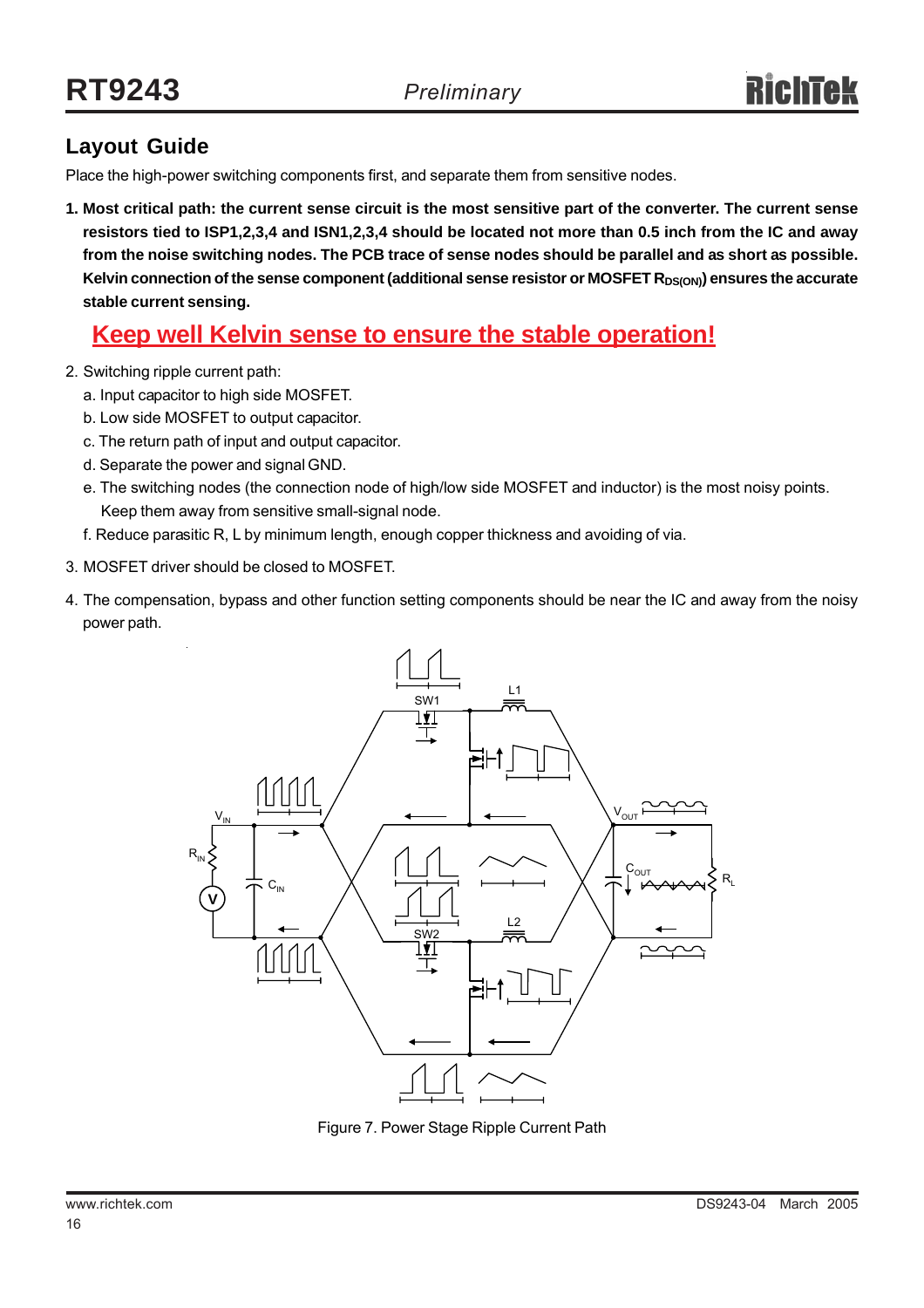## Layout Guide

Place the high-power switching components first, and separate them from sensitive nodes.

1. **Most critical path: the current sense circuit is the most sensitive part of the converter. The current sense resistors tied to ISP1,2,3,4 and ISN1,2,3,4 should be located not more than 0.5 inch from the IC and away from the noise switching nodes. The PCB trace of sense nodes should be parallel and as short as possible. Kelvin connection of the sense component (additional sense resistor or MOSFET $R_{DS(ON)}$) ensures the accurate stable current sensing.**

   **Keep well Kelvin sense to ensure the stable operation!**

2. Switching ripple current path:
   a. Input capacitor to high side MOSFET.
   b. Low side MOSFET to output capacitor.
   c. The return path of input and output capacitor.
   d. Separate the power and signal GND.
   e. The switching nodes (the connection node of high/low side MOSFET and inductor) is the most noisy points. Keep them away from sensitive small-signal node.
   f. Reduce parasitic R, L by minimum length, enough copper thickness and avoiding of via.

3. MOSFET driver should be closed to MOSFET.

4. The compensation, bypass and other function setting components should be near the IC and away from the noisy power path.

Figure 7. Power Stage Ripple Current Path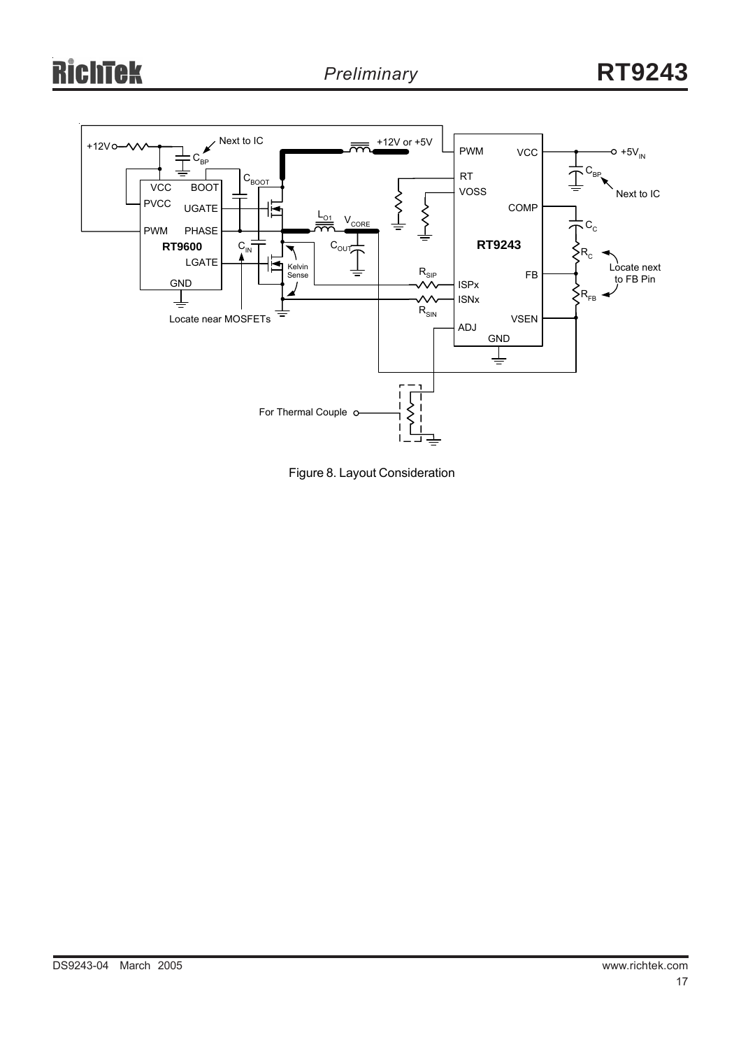Figure 8. Layout Consideration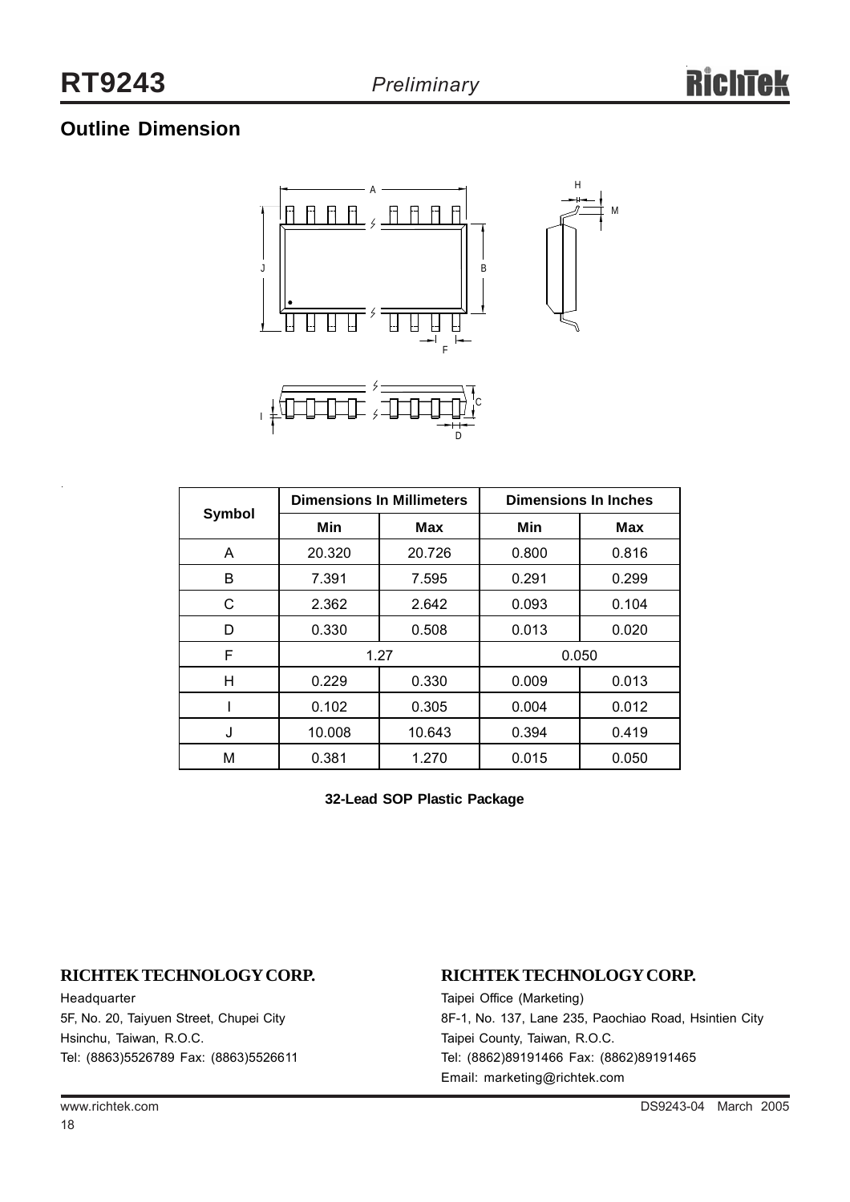## Outline Dimension

A
H
M
J
B
F
C
I
D

| Symbol | Dimensions In Millimeters | | Dimensions In Inches | |
|---|---|---|---|---|
| | Min | Max | Min | Max |
| A | 20.320 | 20.726 | 0.800 | 0.816 |
| B | 7.391 | 7.595 | 0.291 | 0.299 |
| C | 2.362 | 2.642 | 0.093 | 0.104 |
| D | 0.330 | 0.508 | 0.013 | 0.020 |
| F | 1.27 | | 0.050 | |
| H | 0.229 | 0.330 | 0.009 | 0.013 |
| I | 0.102 | 0.305 | 0.004 | 0.012 |
| J | 10.008 | 10.643 | 0.394 | 0.419 |
| M | 0.381 | 1.270 | 0.015 | 0.050 |

**32-Lead SOP Plastic Package**

**RICHTEK TECHNOLOGY CORP.**

Headquarter
5F, No. 20, Taiyuen Street, Chupei City
Hsinchu, Taiwan, R.O.C.
Tel: (8863)5526789 Fax: (8863)5526611

**RICHTEK TECHNOLOGY CORP.**

Taipei Office (Marketing)
8F-1, No. 137, Lane 235, Paochiao Road, Hsintien City
Taipei County, Taiwan, R.O.C.
Tel: (8862)89191466 Fax: (8862)89191465
Email: marketing@richtek.com